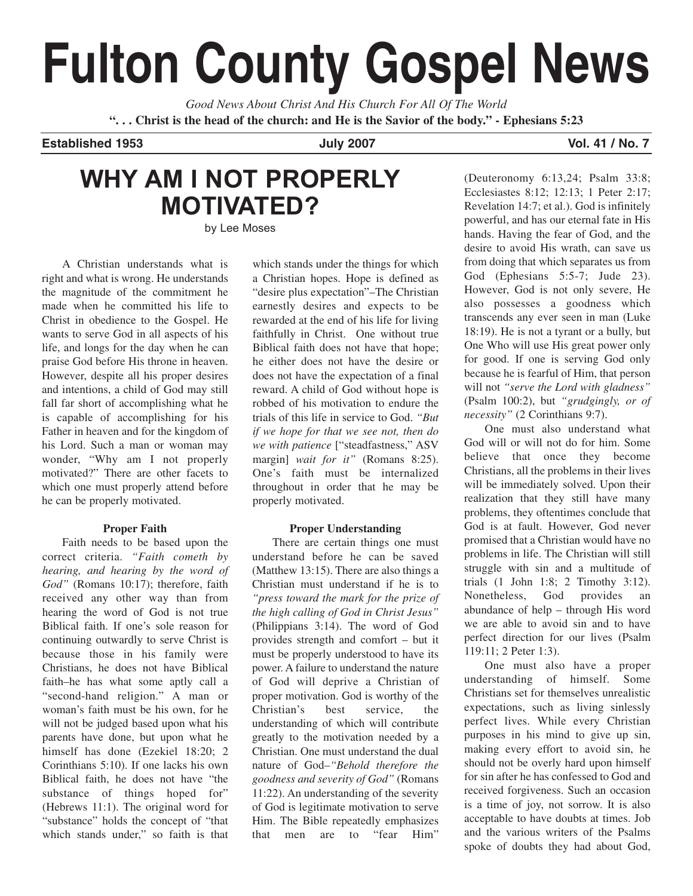# Fulton County Gospel News

*Good News About Christ And His Church For All Of The World*

**". . . Christ is the head of the church: and He is the Savior of the body." - Ephesians 5:23**

**Established 1953** | **July 2007** | **Vol. 41 / No. 7**

## WHY AM I NOT PROPERLY MOTIVATED?

by Lee Moses

A Christian understands what is right and what is wrong. He understands the magnitude of the commitment he made when he committed his life to Christ in obedience to the Gospel. He wants to serve God in all aspects of his life, and longs for the day when he can praise God before His throne in heaven. However, despite all his proper desires and intentions, a child of God may still fall far short of accomplishing what he is capable of accomplishing for his Father in heaven and for the kingdom of his Lord. Such a man or woman may wonder, "Why am I not properly motivated?" There are other facets to which one must properly attend before he can be properly motivated.

### Proper Faith

Faith needs to be based upon the correct criteria. *"Faith cometh by hearing, and hearing by the word of God"* (Romans 10:17); therefore, faith received any other way than from hearing the word of God is not true Biblical faith. If one's sole reason for continuing outwardly to serve Christ is because those in his family were Christians, he does not have Biblical faith–he has what some aptly call a "second-hand religion." A man or woman's faith must be his own, for he will not be judged based upon what his parents have done, but upon what he himself has done (Ezekiel 18:20; 2 Corinthians 5:10). If one lacks his own Biblical faith, he does not have "the substance of things hoped for" (Hebrews 11:1). The original word for "substance" holds the concept of "that which stands under," so faith is that which stands under the things for which a Christian hopes. Hope is defined as "desire plus expectation"–The Christian earnestly desires and expects to be rewarded at the end of his life for living faithfully in Christ. One without true Biblical faith does not have that hope; he either does not have the desire or does not have the expectation of a final reward. A child of God without hope is robbed of his motivation to endure the trials of this life in service to God. *"But if we hope for that we see not, then do we with patience* ["steadfastness," ASV margin] *wait for it"* (Romans 8:25). One's faith must be internalized throughout in order that he may be properly motivated.

### Proper Understanding

There are certain things one must understand before he can be saved (Matthew 13:15). There are also things a Christian must understand if he is to *"press toward the mark for the prize of the high calling of God in Christ Jesus"* (Philippians 3:14). The word of God provides strength and comfort – but it must be properly understood to have its power. A failure to understand the nature of God will deprive a Christian of proper motivation. God is worthy of the Christian's best service, the understanding of which will contribute greatly to the motivation needed by a Christian. One must understand the dual nature of God–*"Behold therefore the goodness and severity of God"* (Romans 11:22). An understanding of the severity of God is legitimate motivation to serve Him. The Bible repeatedly emphasizes that men are to "fear Him" (Deuteronomy 6:13,24; Psalm 33:8; Ecclesiastes 8:12; 12:13; 1 Peter 2:17; Revelation 14:7; et al.). God is infinitely powerful, and has our eternal fate in His hands. Having the fear of God, and the desire to avoid His wrath, can save us from doing that which separates us from God (Ephesians 5:5-7; Jude 23). However, God is not only severe, He also possesses a goodness which transcends any ever seen in man (Luke 18:19). He is not a tyrant or a bully, but One Who will use His great power only for good. If one is serving God only because he is fearful of Him, that person will not *"serve the Lord with gladness"* (Psalm 100:2), but *"grudgingly, or of necessity"* (2 Corinthians 9:7).

One must also understand what God will or will not do for him. Some believe that once they become Christians, all the problems in their lives will be immediately solved. Upon their realization that they still have many problems, they oftentimes conclude that God is at fault. However, God never promised that a Christian would have no problems in life. The Christian will still struggle with sin and a multitude of trials (1 John 1:8; 2 Timothy 3:12). Nonetheless, God provides an abundance of help – through His word we are able to avoid sin and to have perfect direction for our lives (Psalm 119:11; 2 Peter 1:3).

One must also have a proper understanding of himself. Some Christians set for themselves unrealistic expectations, such as living sinlessly perfect lives. While every Christian purposes in his mind to give up sin, making every effort to avoid sin, he should not be overly hard upon himself for sin after he has confessed to God and received forgiveness. Such an occasion is a time of joy, not sorrow. It is also acceptable to have doubts at times. Job and the various writers of the Psalms spoke of doubts they had about God,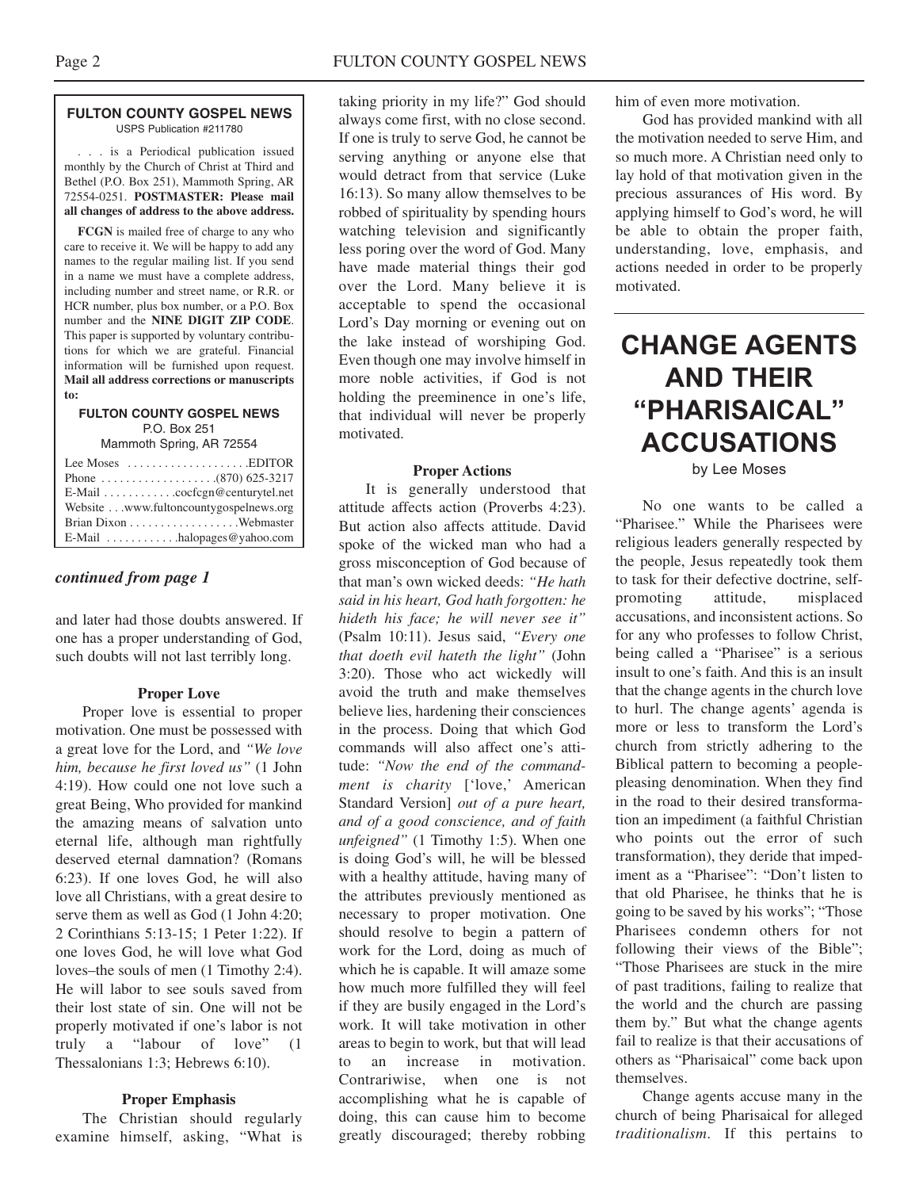**FULTON COUNTY GOSPEL NEWS**
USPS Publication #211780

. . . is a Periodical publication issued monthly by the Church of Christ at Third and Bethel (P.O. Box 251), Mammoth Spring, AR 72554-0251. **POSTMASTER: Please mail all changes of address to the above address.**

**FCGN** is mailed free of charge to any who care to receive it. We will be happy to add any names to the regular mailing list. If you send in a name we must have a complete address, including number and street name, or R.R. or HCR number, plus box number, or a P.O. Box number and the **NINE DIGIT ZIP CODE**. This paper is supported by voluntary contributions for which we are grateful. Financial information will be furnished upon request. **Mail all address corrections or manuscripts to:**

**FULTON COUNTY GOSPEL NEWS**
P.O. Box 251
Mammoth Spring, AR 72554

Lee Moses . . . . . . . . . . . . . . . . . . . .EDITOR
Phone . . . . . . . . . . . . . . . . . . .(870) 625-3217
E-Mail . . . . . . . . . . . .cocfcgn@centurytel.net
Website . . .www.fultoncountygospelnews.org
Brian Dixon . . . . . . . . . . . . . . . . .Webmaster
E-Mail . . . . . . . . . . . .halopages@yahoo.com

***continued from page 1***

and later had those doubts answered. If one has a proper understanding of God, such doubts will not last terribly long.

**Proper Love**

Proper love is essential to proper motivation. One must be possessed with a great love for the Lord, and *"We love him, because he first loved us"* (1 John 4:19). How could one not love such a great Being, Who provided for mankind the amazing means of salvation unto eternal life, although man rightfully deserved eternal damnation? (Romans 6:23). If one loves God, he will also love all Christians, with a great desire to serve them as well as God (1 John 4:20; 2 Corinthians 5:13-15; 1 Peter 1:22). If one loves God, he will love what God loves–the souls of men (1 Timothy 2:4). He will labor to see souls saved from their lost state of sin. One will not be properly motivated if one's labor is not truly a "labour of love" (1 Thessalonians 1:3; Hebrews 6:10).

**Proper Emphasis**

The Christian should regularly examine himself, asking, "What is taking priority in my life?" God should always come first, with no close second. If one is truly to serve God, he cannot be serving anything or anyone else that would detract from that service (Luke 16:13). So many allow themselves to be robbed of spirituality by spending hours watching television and significantly less poring over the word of God. Many have made material things their god over the Lord. Many believe it is acceptable to spend the occasional Lord's Day morning or evening out on the lake instead of worshiping God. Even though one may involve himself in more noble activities, if God is not holding the preeminence in one's life, that individual will never be properly motivated.

**Proper Actions**

It is generally understood that attitude affects action (Proverbs 4:23). But action also affects attitude. David spoke of the wicked man who had a gross misconception of God because of that man's own wicked deeds: *"He hath said in his heart, God hath forgotten: he hideth his face; he will never see it"* (Psalm 10:11). Jesus said, *"Every one that doeth evil hateth the light"* (John 3:20). Those who act wickedly will avoid the truth and make themselves believe lies, hardening their consciences in the process. Doing that which God commands will also affect one's attitude: *"Now the end of the commandment is charity* ['love,' American Standard Version] *out of a pure heart, and of a good conscience, and of faith unfeigned"* (1 Timothy 1:5). When one is doing God's will, he will be blessed with a healthy attitude, having many of the attributes previously mentioned as necessary to proper motivation. One should resolve to begin a pattern of work for the Lord, doing as much of which he is capable. It will amaze some how much more fulfilled they will feel if they are busily engaged in the Lord's work. It will take motivation in other areas to begin to work, but that will lead to an increase in motivation. Contrariwise, when one is not accomplishing what he is capable of doing, this can cause him to become greatly discouraged; thereby robbing him of even more motivation.

God has provided mankind with all the motivation needed to serve Him, and so much more. A Christian need only to lay hold of that motivation given in the precious assurances of His word. By applying himself to God's word, he will be able to obtain the proper faith, understanding, love, emphasis, and actions needed in order to be properly motivated.

# CHANGE AGENTS AND THEIR "PHARISAICAL" ACCUSATIONS

by Lee Moses

No one wants to be called a "Pharisee." While the Pharisees were religious leaders generally respected by the people, Jesus repeatedly took them to task for their defective doctrine, self-promoting attitude, misplaced accusations, and inconsistent actions. So for any who professes to follow Christ, being called a "Pharisee" is a serious insult to one's faith. And this is an insult that the change agents in the church love to hurl. The change agents' agenda is more or less to transform the Lord's church from strictly adhering to the Biblical pattern to becoming a people-pleasing denomination. When they find in the road to their desired transformation an impediment (a faithful Christian who points out the error of such transformation), they deride that impediment as a "Pharisee": "Don't listen to that old Pharisee, he thinks that he is going to be saved by his works"; "Those Pharisees condemn others for not following their views of the Bible"; "Those Pharisees are stuck in the mire of past traditions, failing to realize that the world and the church are passing them by." But what the change agents fail to realize is that their accusations of others as "Pharisaical" come back upon themselves.

Change agents accuse many in the church of being Pharisaical for alleged *traditionalism*. If this pertains to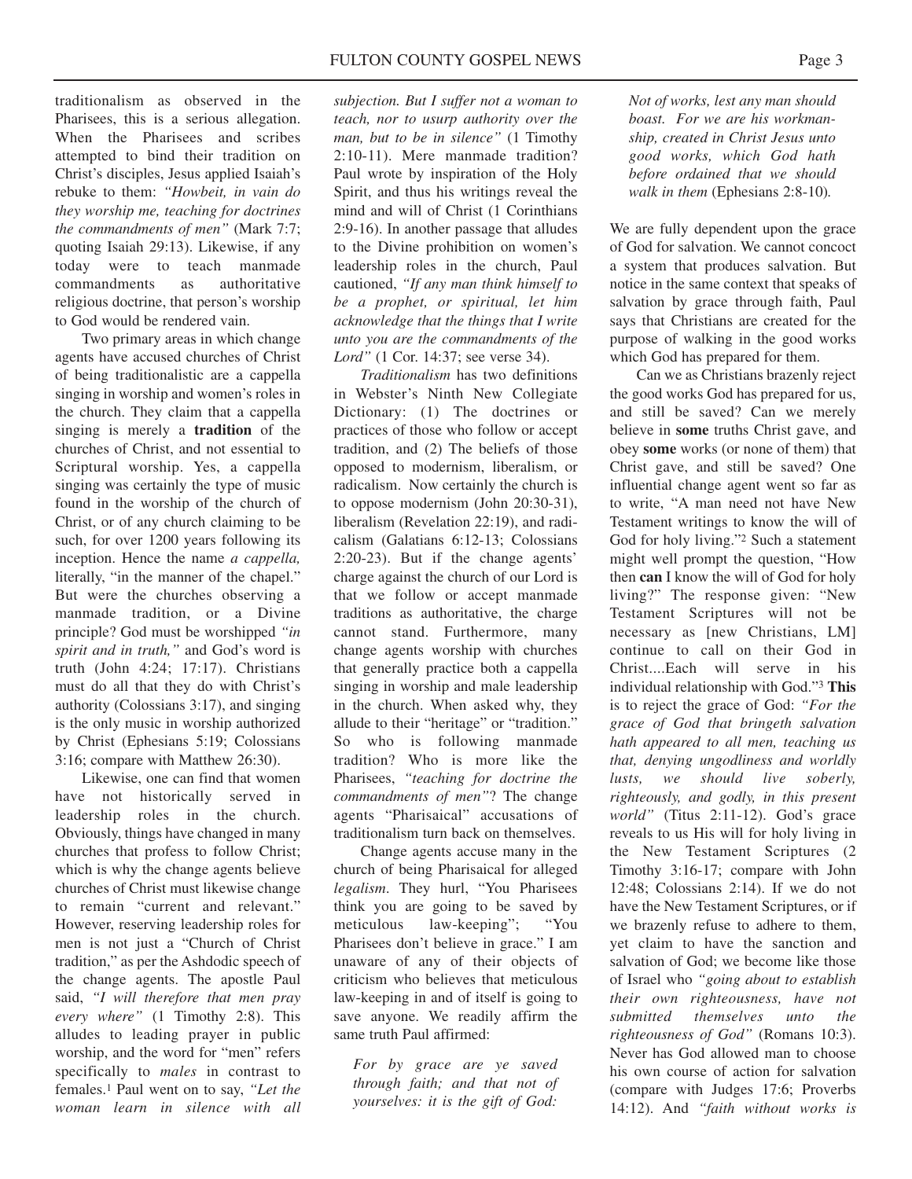traditionalism as observed in the Pharisees, this is a serious allegation. When the Pharisees and scribes attempted to bind their tradition on Christ's disciples, Jesus applied Isaiah's rebuke to them: *"Howbeit, in vain do they worship me, teaching for doctrines the commandments of men"* (Mark 7:7; quoting Isaiah 29:13). Likewise, if any today were to teach manmade commandments as authoritative religious doctrine, that person's worship to God would be rendered vain.

Two primary areas in which change agents have accused churches of Christ of being traditionalistic are a cappella singing in worship and women's roles in the church. They claim that a cappella singing is merely a **tradition** of the churches of Christ, and not essential to Scriptural worship. Yes, a cappella singing was certainly the type of music found in the worship of the church of Christ, or of any church claiming to be such, for over 1200 years following its inception. Hence the name *a cappella,* literally, "in the manner of the chapel." But were the churches observing a manmade tradition, or a Divine principle? God must be worshipped *"in spirit and in truth,"* and God's word is truth (John 4:24; 17:17). Christians must do all that they do with Christ's authority (Colossians 3:17), and singing is the only music in worship authorized by Christ (Ephesians 5:19; Colossians 3:16; compare with Matthew 26:30).

Likewise, one can find that women have not historically served in leadership roles in the church. Obviously, things have changed in many churches that profess to follow Christ; which is why the change agents believe churches of Christ must likewise change to remain "current and relevant." However, reserving leadership roles for men is not just a "Church of Christ tradition," as per the Ashdodic speech of the change agents. The apostle Paul said, *"I will therefore that men pray every where"* (1 Timothy 2:8). This alludes to leading prayer in public worship, and the word for "men" refers specifically to *males* in contrast to females.[1] Paul went on to say, *"Let the woman learn in silence with all subjection. But I suffer not a woman to teach, nor to usurp authority over the man, but to be in silence"* (1 Timothy 2:10-11). Mere manmade tradition? Paul wrote by inspiration of the Holy Spirit, and thus his writings reveal the mind and will of Christ (1 Corinthians 2:9-16). In another passage that alludes to the Divine prohibition on women's leadership roles in the church, Paul cautioned, *"If any man think himself to be a prophet, or spiritual, let him acknowledge that the things that I write unto you are the commandments of the Lord"* (1 Cor. 14:37; see verse 34).

*Traditionalism* has two definitions in Webster's Ninth New Collegiate Dictionary: (1) The doctrines or practices of those who follow or accept tradition, and (2) The beliefs of those opposed to modernism, liberalism, or radicalism. Now certainly the church is to oppose modernism (John 20:30-31), liberalism (Revelation 22:19), and radicalism (Galatians 6:12-13; Colossians 2:20-23). But if the change agents' charge against the church of our Lord is that we follow or accept manmade traditions as authoritative, the charge cannot stand. Furthermore, many change agents worship with churches that generally practice both a cappella singing in worship and male leadership in the church. When asked why, they allude to their "heritage" or "tradition." So who is following manmade tradition? Who is more like the Pharisees, *"teaching for doctrine the commandments of men"*? The change agents "Pharisaical" accusations of traditionalism turn back on themselves.

Change agents accuse many in the church of being Pharisaical for alleged *legalism*. They hurl, "You Pharisees think you are going to be saved by meticulous law-keeping"; "You Pharisees don't believe in grace." I am unaware of any of their objects of criticism who believes that meticulous law-keeping in and of itself is going to save anyone. We readily affirm the same truth Paul affirmed:

> *For by grace are ye saved through faith; and that not of yourselves: it is the gift of God: Not of works, lest any man should boast. For we are his workmanship, created in Christ Jesus unto good works, which God hath before ordained that we should walk in them* (Ephesians 2:8-10).

We are fully dependent upon the grace of God for salvation. We cannot concoct a system that produces salvation. But notice in the same context that speaks of salvation by grace through faith, Paul says that Christians are created for the purpose of walking in the good works which God has prepared for them.

Can we as Christians brazenly reject the good works God has prepared for us, and still be saved? Can we merely believe in **some** truths Christ gave, and obey **some** works (or none of them) that Christ gave, and still be saved? One influential change agent went so far as to write, "A man need not have New Testament writings to know the will of God for holy living."[2] Such a statement might well prompt the question, "How then **can** I know the will of God for holy living?" The response given: "New Testament Scriptures will not be necessary as [new Christians, LM] continue to call on their God in Christ....Each will serve in his individual relationship with God."[3] **This** is to reject the grace of God: *"For the grace of God that bringeth salvation hath appeared to all men, teaching us that, denying ungodliness and worldly lusts, we should live soberly, righteously, and godly, in this present world"* (Titus 2:11-12). God's grace reveals to us His will for holy living in the New Testament Scriptures (2 Timothy 3:16-17; compare with John 12:48; Colossians 2:14). If we do not have the New Testament Scriptures, or if we brazenly refuse to adhere to them, yet claim to have the sanction and salvation of God; we become like those of Israel who *"going about to establish their own righteousness, have not submitted themselves unto the righteousness of God"* (Romans 10:3). Never has God allowed man to choose his own course of action for salvation (compare with Judges 17:6; Proverbs 14:12). And *"faith without works is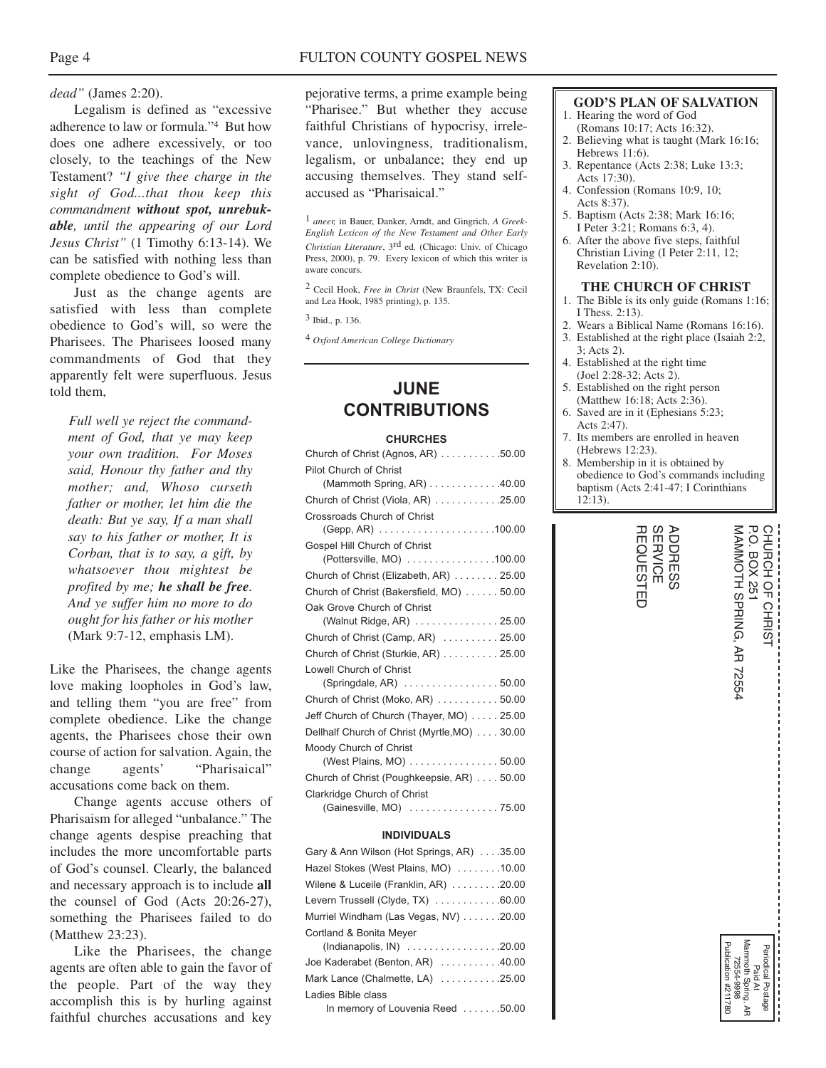*dead"* (James 2:20).

Legalism is defined as "excessive adherence to law or formula."[4] But how does one adhere excessively, or too closely, to the teachings of the New Testament? *"I give thee charge in the sight of God...that thou keep this commandment **without spot, unrebukable**, until the appearing of our Lord Jesus Christ"* (1 Timothy 6:13-14). We can be satisfied with nothing less than complete obedience to God's will.

Just as the change agents are satisfied with less than complete obedience to God's will, so were the Pharisees. The Pharisees loosed many commandments of God that they apparently felt were superfluous. Jesus told them,

> *Full well ye reject the commandment of God, that ye may keep your own tradition. For Moses said, Honour thy father and thy mother; and, Whoso curseth father or mother, let him die the death: But ye say, If a man shall say to his father or mother, It is Corban, that is to say, a gift, by whatsoever thou mightest be profited by me; **he shall be free**. And ye suffer him no more to do ought for his father or his mother* (Mark 9:7-12, emphasis LM).

Like the Pharisees, the change agents love making loopholes in God's law, and telling them "you are free" from complete obedience. Like the change agents, the Pharisees chose their own course of action for salvation. Again, the change agents' "Pharisaical" accusations come back on them.

Change agents accuse others of Pharisaism for alleged "unbalance." The change agents despise preaching that includes the more uncomfortable parts of God's counsel. Clearly, the balanced and necessary approach is to include **all** the counsel of God (Acts 20:26-27), something the Pharisees failed to do (Matthew 23:23).

Like the Pharisees, the change agents are often able to gain the favor of the people. Part of the way they accomplish this is by hurling against faithful churches accusations and key pejorative terms, a prime example being "Pharisee." But whether they accuse faithful Christians of hypocrisy, irrelevance, unlovingness, traditionalism, legalism, or unbalance; they end up accusing themselves. They stand self-accused as "Pharisaical."

[1] *aneer,* in Bauer, Danker, Arndt, and Gingrich, *A Greek-English Lexicon of the New Testament and Other Early Christian Literature*, 3rd ed. (Chicago: Univ. of Chicago Press, 2000), p. 79. Every lexicon of which this writer is aware concurs.

[2] Cecil Hook, *Free in Christ* (New Braunfels, TX: Cecil and Lea Hook, 1985 printing), p. 135.

[3] Ibid., p. 136.

[4] *Oxford American College Dictionary*

## JUNE CONTRIBUTIONS

### CHURCHES

| | |
|---|---|
| Church of Christ (Agnos, AR) | 50.00 |
| Pilot Church of Christ (Mammoth Spring, AR) | 40.00 |
| Church of Christ (Viola, AR) | 25.00 |
| Crossroads Church of Christ (Gepp, AR) | 100.00 |
| Gospel Hill Church of Christ (Pottersville, MO) | 100.00 |
| Church of Christ (Elizabeth, AR) | 25.00 |
| Church of Christ (Bakersfield, MO) | 50.00 |
| Oak Grove Church of Christ (Walnut Ridge, AR) | 25.00 |
| Church of Christ (Camp, AR) | 25.00 |
| Church of Christ (Sturkie, AR) | 25.00 |
| Lowell Church of Christ (Springdale, AR) | 50.00 |
| Church of Christ (Moko, AR) | 50.00 |
| Jeff Church of Church (Thayer, MO) | 25.00 |
| Dellhalf Church of Christ (Myrtle,MO) | 30.00 |
| Moody Church of Christ (West Plains, MO) | 50.00 |
| Church of Christ (Poughkeepsie, AR) | 50.00 |
| Clarkridge Church of Christ (Gainesville, MO) | 75.00 |

### INDIVIDUALS

| | |
|---|---|
| Gary & Ann Wilson (Hot Springs, AR) | 35.00 |
| Hazel Stokes (West Plains, MO) | 10.00 |
| Wilene & Luceile (Franklin, AR) | 20.00 |
| Levern Trussell (Clyde, TX) | 60.00 |
| Murriel Windham (Las Vegas, NV) | 20.00 |
| Cortland & Bonita Meyer (Indianapolis, IN) | 20.00 |
| Joe Kaderabet (Benton, AR) | 40.00 |
| Mark Lance (Chalmette, LA) | 25.00 |
| Ladies Bible class In memory of Louvenia Reed | 50.00 |

### GOD'S PLAN OF SALVATION

1. Hearing the word of God (Romans 10:17; Acts 16:32).
2. Believing what is taught (Mark 16:16; Hebrews 11:6).
3. Repentance (Acts 2:38; Luke 13:3; Acts 17:30).
4. Confession (Romans 10:9, 10; Acts 8:37).
5. Baptism (Acts 2:38; Mark 16:16; I Peter 3:21; Romans 6:3, 4).
6. After the above five steps, faithful Christian Living (I Peter 2:11, 12; Revelation 2:10).

### THE CHURCH OF CHRIST

1. The Bible is its only guide (Romans 1:16; I Thess. 2:13).
2. Wears a Biblical Name (Romans 16:16).
3. Established at the right place (Isaiah 2:2, 3; Acts 2).
4. Established at the right time (Joel 2:28-32; Acts 2).
5. Established on the right person (Matthew 16:18; Acts 2:36).
6. Saved are in it (Ephesians 5:23; Acts 2:47).
7. Its members are enrolled in heaven (Hebrews 12:23).
8. Membership in it is obtained by obedience to God's commands including baptism (Acts 2:41-47; I Corinthians 12:13).

CHURCH OF CHRIST
P.O. BOX 251
MAMMOTH SPRING, AR 72554

ADDRESS
SERVICE
REQUESTED

Periodical Postage
Paid At
Mammoth Spring, AR
72554-9998
Publication #211780